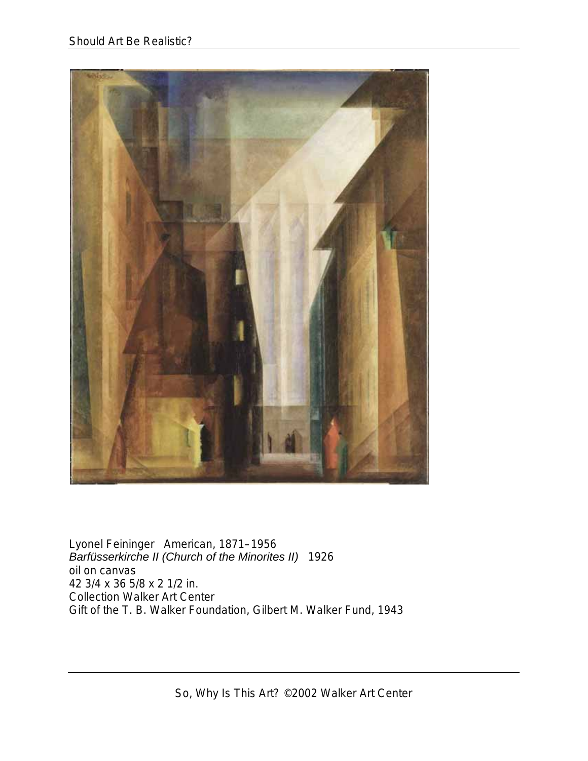Lyonel Feininger American, 1871–1956
*Barfüsserkirche II (Church of the Minorites II)* 1926
oil on canvas
42 3/4 x 36 5/8 x 2 1/2 in.
Collection Walker Art Center
Gift of the T. B. Walker Foundation, Gilbert M. Walker Fund, 1943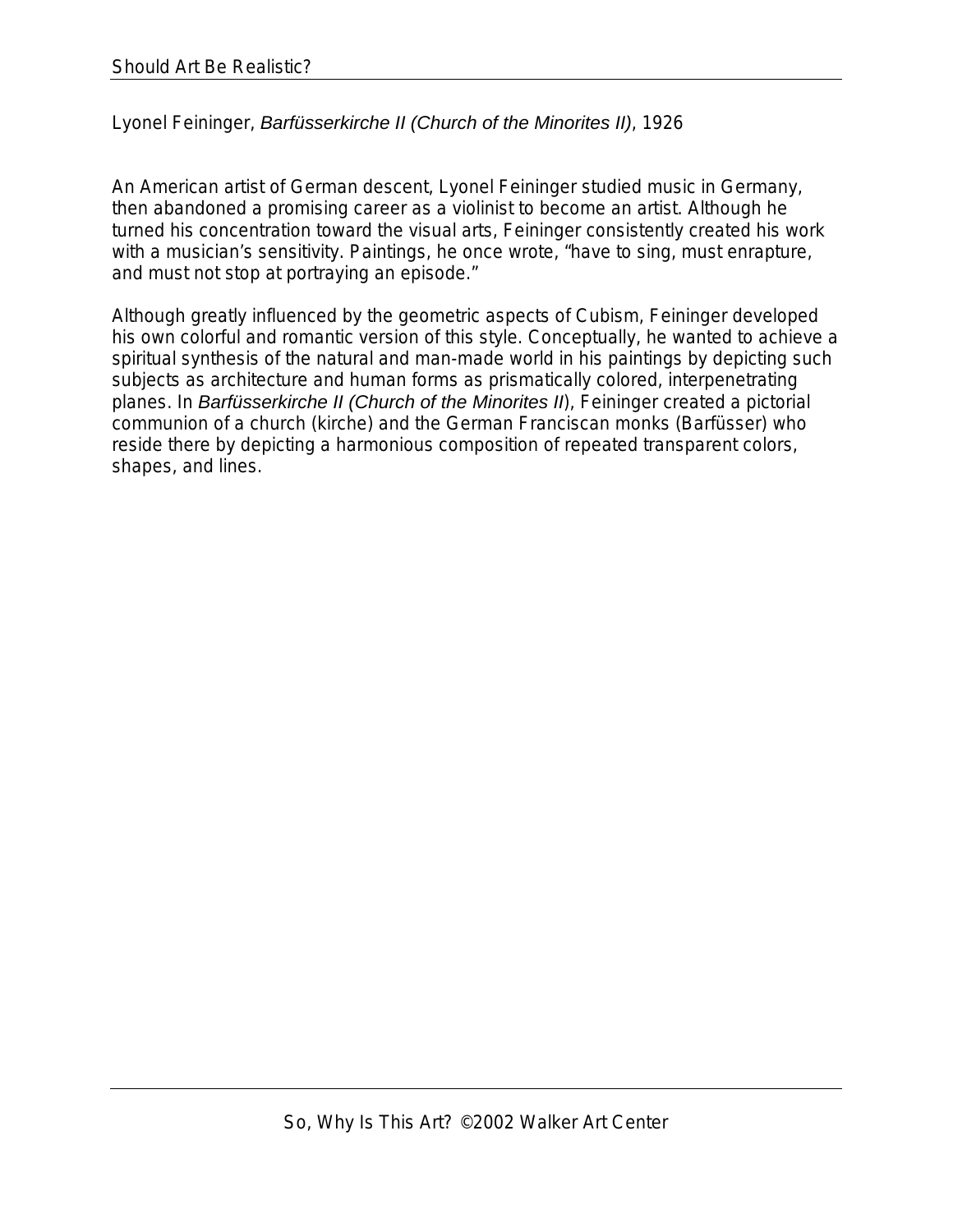Lyonel Feininger, *Barfüsserkirche II (Church of the Minorites II)*, 1926

An American artist of German descent, Lyonel Feininger studied music in Germany, then abandoned a promising career as a violinist to become an artist. Although he turned his concentration toward the visual arts, Feininger consistently created his work with a musician's sensitivity. Paintings, he once wrote, "have to sing, must enrapture, and must not stop at portraying an episode."

Although greatly influenced by the geometric aspects of Cubism, Feininger developed his own colorful and romantic version of this style. Conceptually, he wanted to achieve a spiritual synthesis of the natural and man-made world in his paintings by depicting such subjects as architecture and human forms as prismatically colored, interpenetrating planes. In *Barfüsserkirche II (Church of the Minorites II*), Feininger created a pictorial communion of a church (kirche) and the German Franciscan monks (Barfüsser) who reside there by depicting a harmonious composition of repeated transparent colors, shapes, and lines.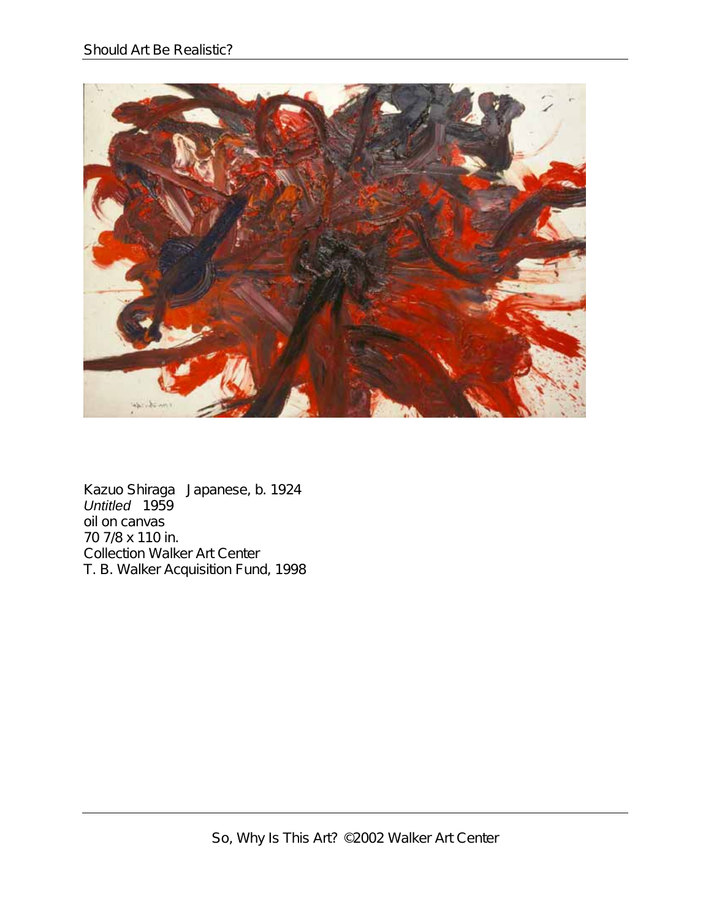Kazuo Shiraga   Japanese, b. 1924  
*Untitled*   1959  
oil on canvas  
70 7/8 x 110 in.  
Collection Walker Art Center  
T. B. Walker Acquisition Fund, 1998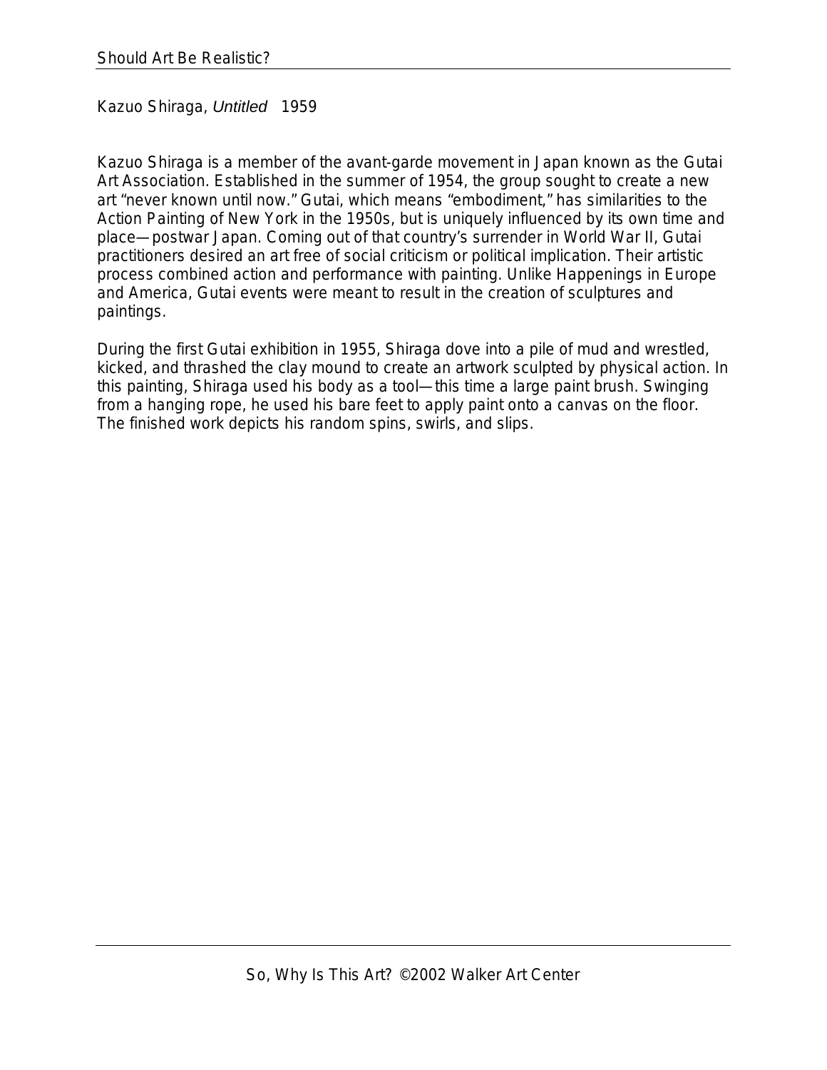## Kazuo Shiraga, *Untitled* 1959

Kazuo Shiraga is a member of the avant-garde movement in Japan known as the Gutai Art Association. Established in the summer of 1954, the group sought to create a new art "never known until now." Gutai, which means "embodiment," has similarities to the Action Painting of New York in the 1950s, but is uniquely influenced by its own time and place—postwar Japan. Coming out of that country's surrender in World War II, Gutai practitioners desired an art free of social criticism or political implication. Their artistic process combined action and performance with painting. Unlike Happenings in Europe and America, Gutai events were meant to result in the creation of sculptures and paintings.

During the first Gutai exhibition in 1955, Shiraga dove into a pile of mud and wrestled, kicked, and thrashed the clay mound to create an artwork sculpted by physical action. In this painting, Shiraga used his body as a tool—this time a large paint brush. Swinging from a hanging rope, he used his bare feet to apply paint onto a canvas on the floor. The finished work depicts his random spins, swirls, and slips.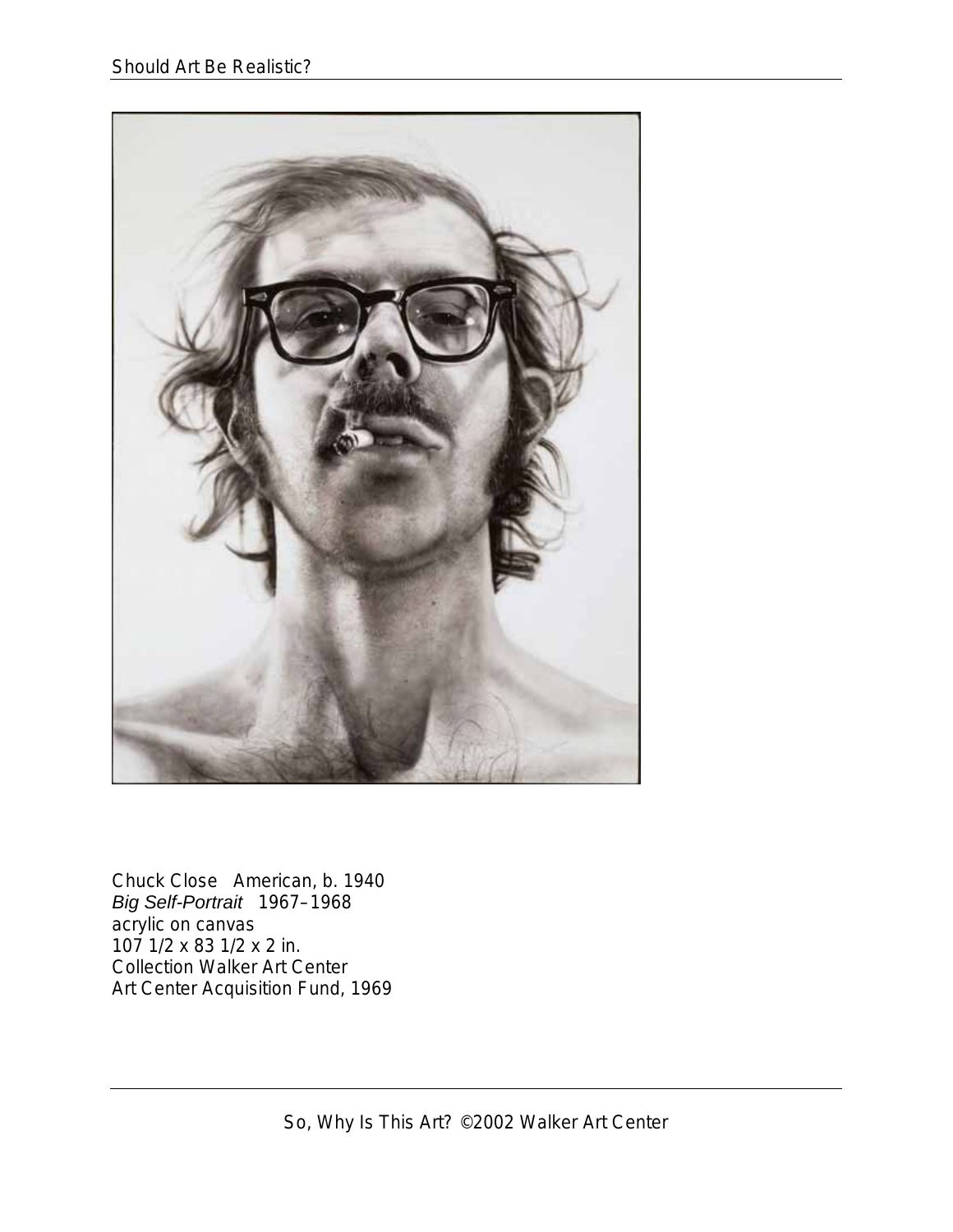Chuck Close American, b. 1940
*Big Self-Portrait* 1967–1968
acrylic on canvas
107 1/2 x 83 1/2 x 2 in.
Collection Walker Art Center
Art Center Acquisition Fund, 1969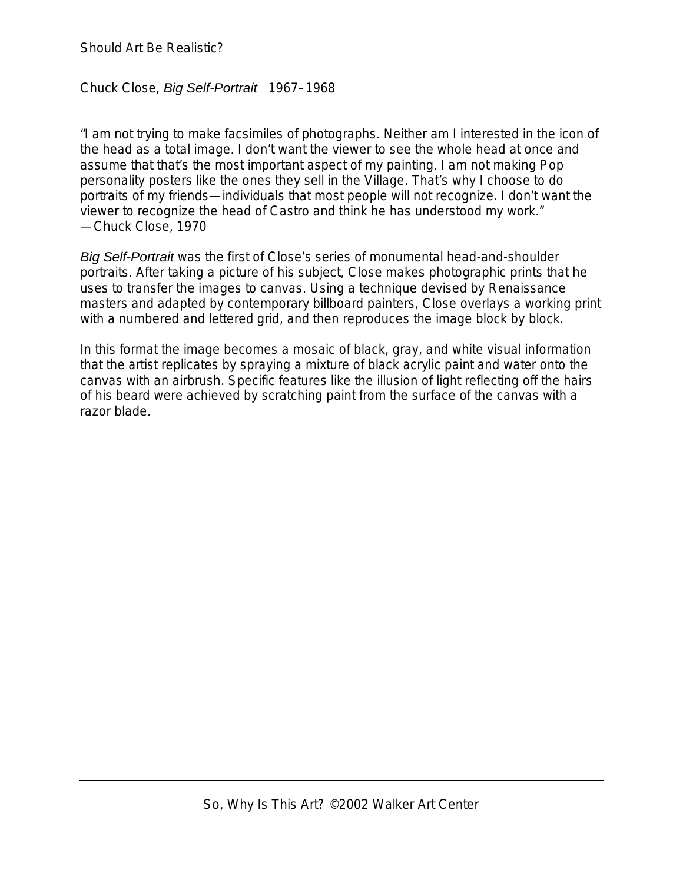Chuck Close, *Big Self-Portrait* 1967–1968

"I am not trying to make facsimiles of photographs. Neither am I interested in the icon of the head as a total image. I don't want the viewer to see the whole head at once and assume that that's the most important aspect of my painting. I am not making Pop personality posters like the ones they sell in the Village. That's why I choose to do portraits of my friends—individuals that most people will not recognize. I don't want the viewer to recognize the head of Castro and think he has understood my work."
—Chuck Close, 1970

*Big Self-Portrait* was the first of Close's series of monumental head-and-shoulder portraits. After taking a picture of his subject, Close makes photographic prints that he uses to transfer the images to canvas. Using a technique devised by Renaissance masters and adapted by contemporary billboard painters, Close overlays a working print with a numbered and lettered grid, and then reproduces the image block by block.

In this format the image becomes a mosaic of black, gray, and white visual information that the artist replicates by spraying a mixture of black acrylic paint and water onto the canvas with an airbrush. Specific features like the illusion of light reflecting off the hairs of his beard were achieved by scratching paint from the surface of the canvas with a razor blade.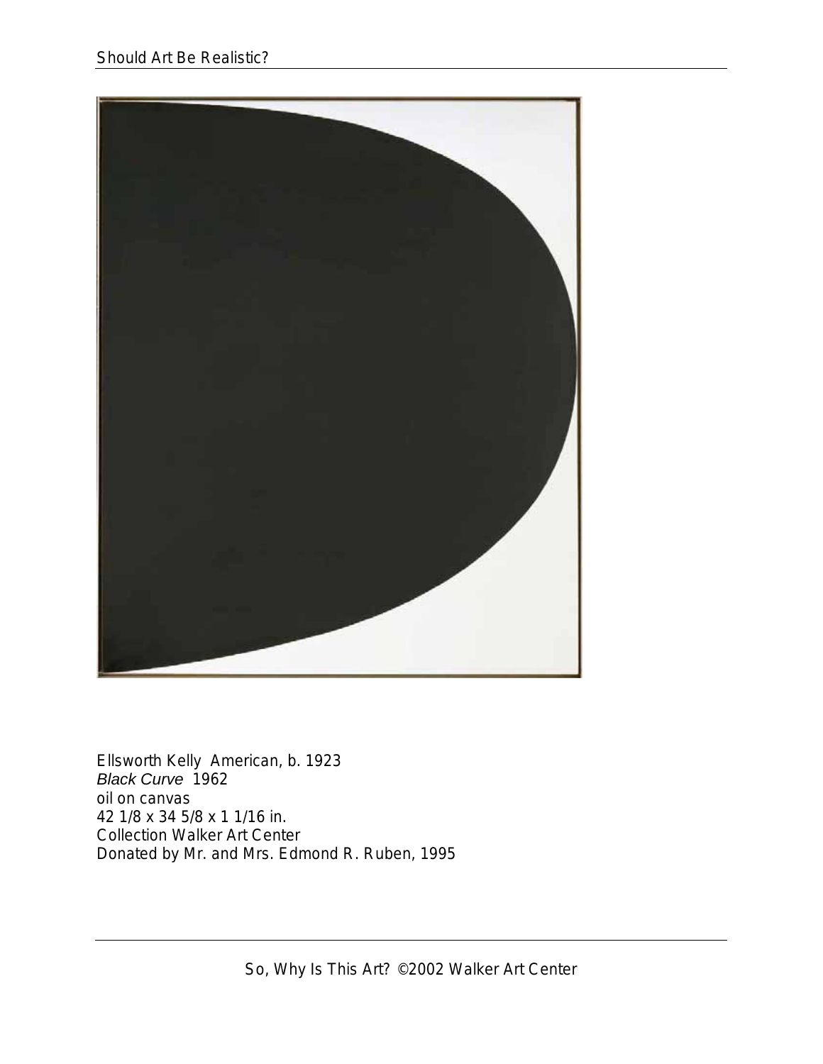Ellsworth Kelly American, b. 1923
*Black Curve* 1962
oil on canvas
42 1/8 x 34 5/8 x 1 1/16 in.
Collection Walker Art Center
Donated by Mr. and Mrs. Edmond R. Ruben, 1995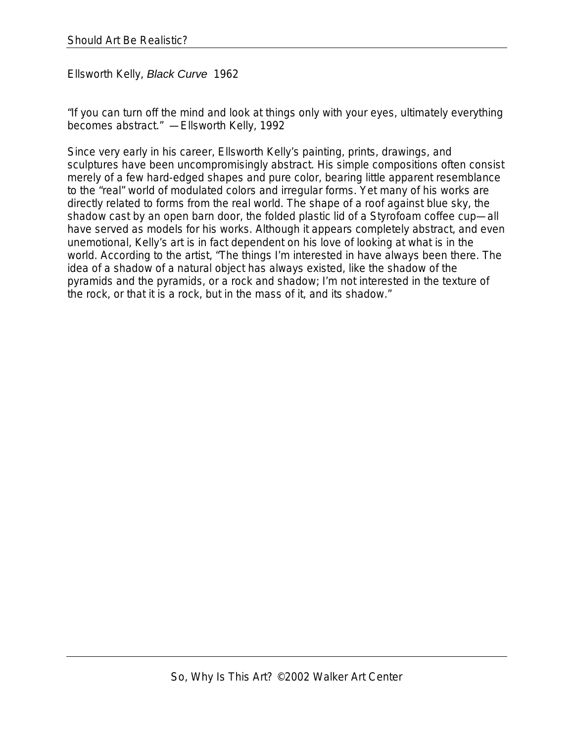Ellsworth Kelly, *Black Curve* 1962

"If you can turn off the mind and look at things only with your eyes, ultimately everything becomes abstract." —Ellsworth Kelly, 1992

Since very early in his career, Ellsworth Kelly's painting, prints, drawings, and sculptures have been uncompromisingly abstract. His simple compositions often consist merely of a few hard-edged shapes and pure color, bearing little apparent resemblance to the "real" world of modulated colors and irregular forms. Yet many of his works are directly related to forms from the real world. The shape of a roof against blue sky, the shadow cast by an open barn door, the folded plastic lid of a Styrofoam coffee cup—all have served as models for his works. Although it appears completely abstract, and even unemotional, Kelly's art is in fact dependent on his love of looking at what is in the world. According to the artist, "The things I'm interested in have always been there. The idea of a shadow of a natural object has always existed, like the shadow of the pyramids and the pyramids, or a rock and shadow; I'm not interested in the texture of the rock, or that it is a rock, but in the mass of it, and its shadow."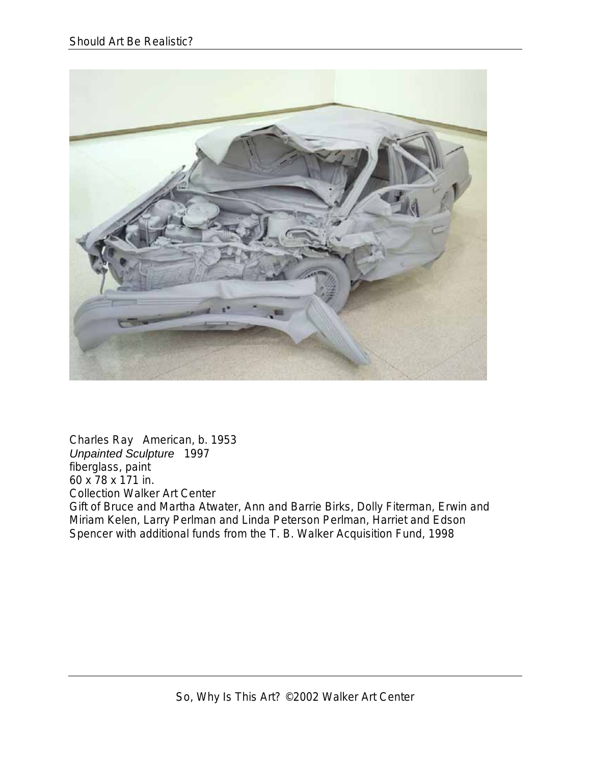Charles Ray American, b. 1953
*Unpainted Sculpture* 1997
fiberglass, paint
60 x 78 x 171 in.
Collection Walker Art Center
Gift of Bruce and Martha Atwater, Ann and Barrie Birks, Dolly Fiterman, Erwin and Miriam Kelen, Larry Perlman and Linda Peterson Perlman, Harriet and Edson Spencer with additional funds from the T. B. Walker Acquisition Fund, 1998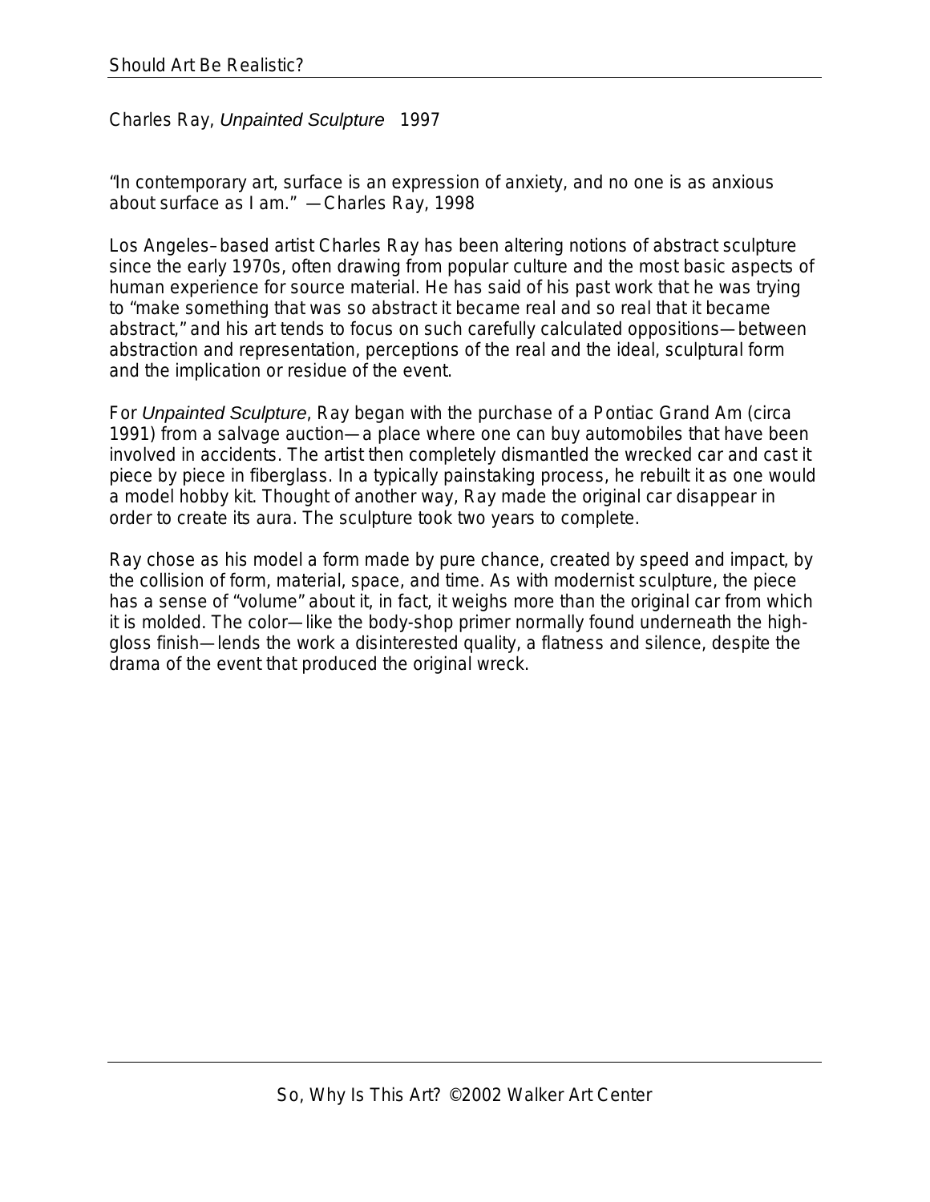Charles Ray, *Unpainted Sculpture* 1997

"In contemporary art, surface is an expression of anxiety, and no one is as anxious about surface as I am." —Charles Ray, 1998

Los Angeles–based artist Charles Ray has been altering notions of abstract sculpture since the early 1970s, often drawing from popular culture and the most basic aspects of human experience for source material. He has said of his past work that he was trying to "make something that was so abstract it became real and so real that it became abstract," and his art tends to focus on such carefully calculated oppositions—between abstraction and representation, perceptions of the real and the ideal, sculptural form and the implication or residue of the event.

For *Unpainted Sculpture*, Ray began with the purchase of a Pontiac Grand Am (circa 1991) from a salvage auction—a place where one can buy automobiles that have been involved in accidents. The artist then completely dismantled the wrecked car and cast it piece by piece in fiberglass. In a typically painstaking process, he rebuilt it as one would a model hobby kit. Thought of another way, Ray made the original car disappear in order to create its aura. The sculpture took two years to complete.

Ray chose as his model a form made by pure chance, created by speed and impact, by the collision of form, material, space, and time. As with modernist sculpture, the piece has a sense of "volume" about it, in fact, it weighs more than the original car from which it is molded. The color—like the body-shop primer normally found underneath the high-gloss finish—lends the work a disinterested quality, a flatness and silence, despite the drama of the event that produced the original wreck.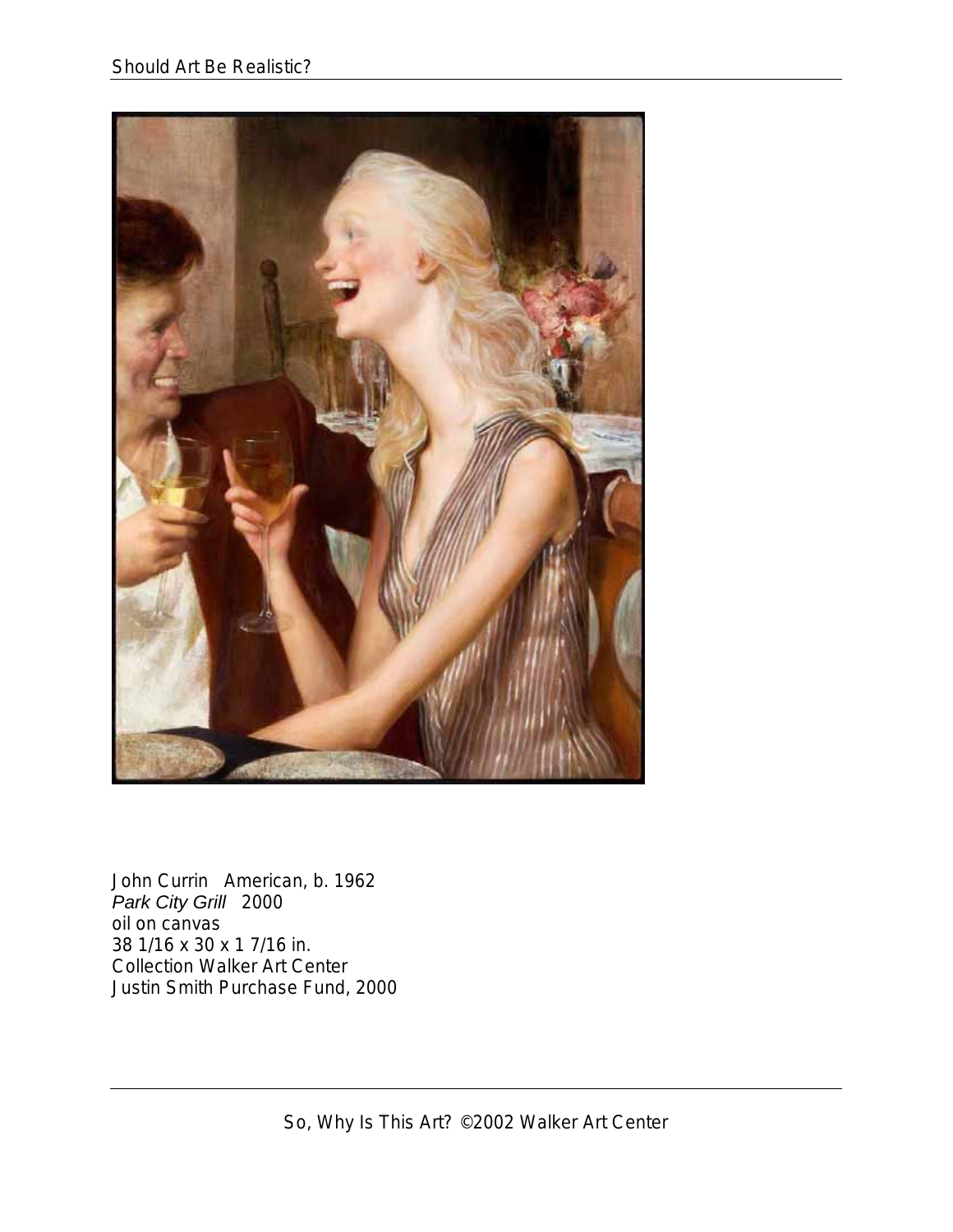John Currin American, b. 1962
*Park City Grill* 2000
oil on canvas
38 1/16 x 30 x 1 7/16 in.
Collection Walker Art Center
Justin Smith Purchase Fund, 2000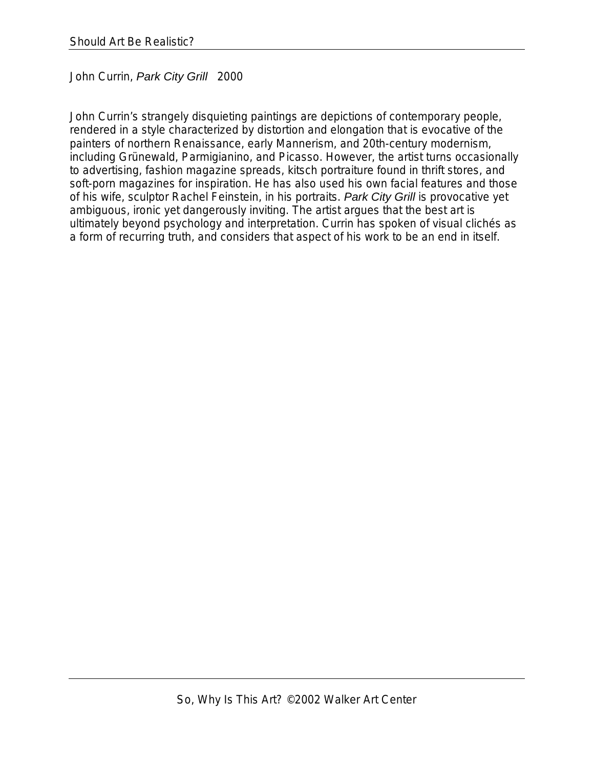John Currin, *Park City Grill* 2000

John Currin's strangely disquieting paintings are depictions of contemporary people, rendered in a style characterized by distortion and elongation that is evocative of the painters of northern Renaissance, early Mannerism, and 20th-century modernism, including Grünewald, Parmigianino, and Picasso. However, the artist turns occasionally to advertising, fashion magazine spreads, kitsch portraiture found in thrift stores, and soft-porn magazines for inspiration. He has also used his own facial features and those of his wife, sculptor Rachel Feinstein, in his portraits. *Park City Grill* is provocative yet ambiguous, ironic yet dangerously inviting. The artist argues that the best art is ultimately beyond psychology and interpretation. Currin has spoken of visual clichés as a form of recurring truth, and considers that aspect of his work to be an end in itself.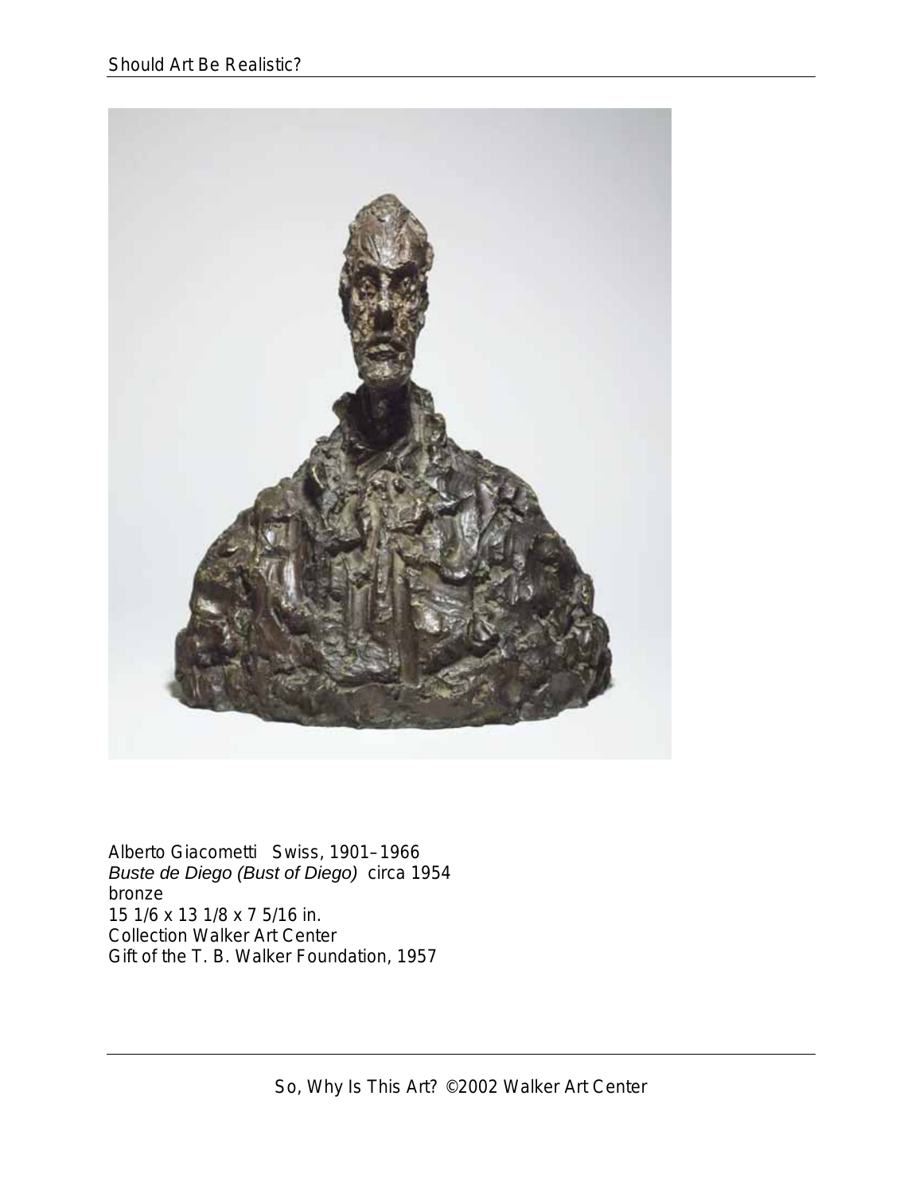Alberto Giacometti Swiss, 1901–1966
*Buste de Diego (Bust of Diego)* circa 1954
bronze
15 1/6 x 13 1/8 x 7 5/16 in.
Collection Walker Art Center
Gift of the T. B. Walker Foundation, 1957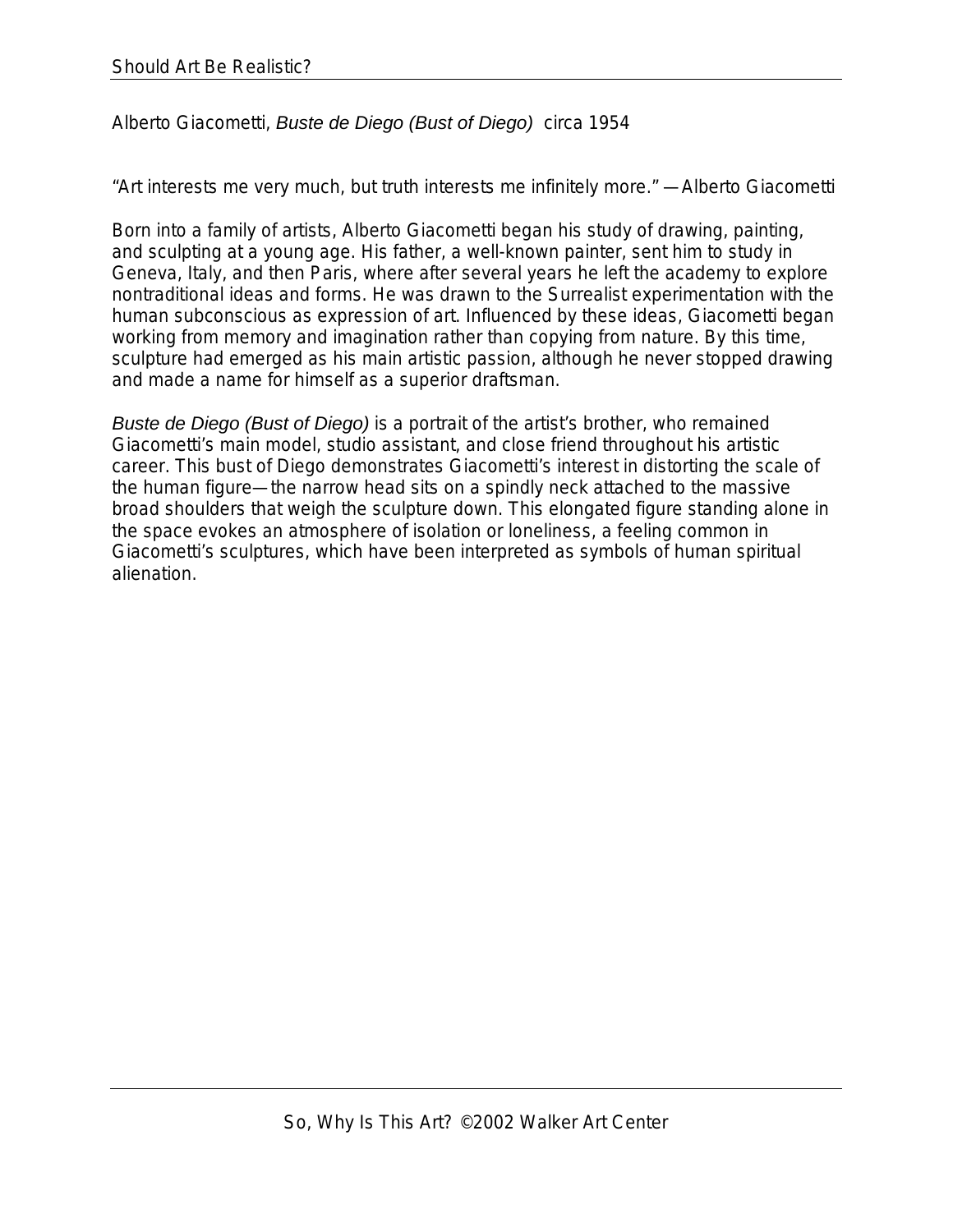Alberto Giacometti, *Buste de Diego (Bust of Diego)* circa 1954

"Art interests me very much, but truth interests me infinitely more." —Alberto Giacometti

Born into a family of artists, Alberto Giacometti began his study of drawing, painting, and sculpting at a young age. His father, a well-known painter, sent him to study in Geneva, Italy, and then Paris, where after several years he left the academy to explore nontraditional ideas and forms. He was drawn to the Surrealist experimentation with the human subconscious as expression of art. Influenced by these ideas, Giacometti began working from memory and imagination rather than copying from nature. By this time, sculpture had emerged as his main artistic passion, although he never stopped drawing and made a name for himself as a superior draftsman.

*Buste de Diego (Bust of Diego)* is a portrait of the artist's brother, who remained Giacometti's main model, studio assistant, and close friend throughout his artistic career. This bust of Diego demonstrates Giacometti's interest in distorting the scale of the human figure—the narrow head sits on a spindly neck attached to the massive broad shoulders that weigh the sculpture down. This elongated figure standing alone in the space evokes an atmosphere of isolation or loneliness, a feeling common in Giacometti's sculptures, which have been interpreted as symbols of human spiritual alienation.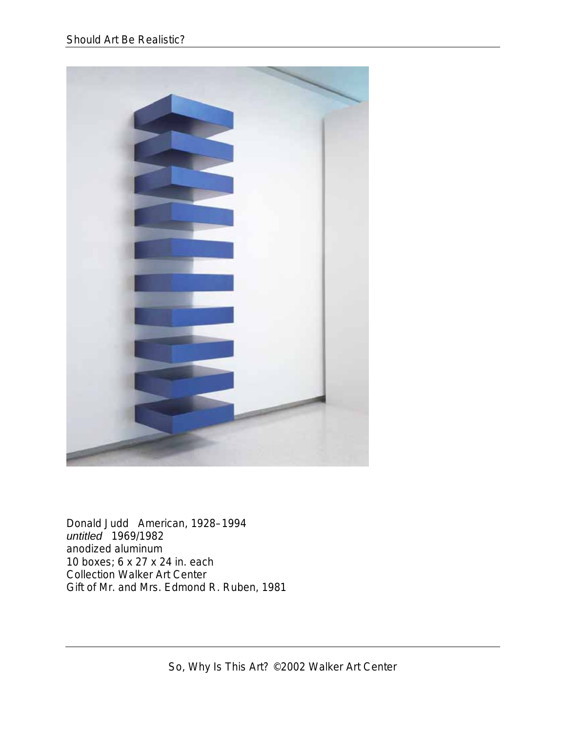Donald Judd American, 1928–1994
*untitled* 1969/1982
anodized aluminum
10 boxes; 6 x 27 x 24 in. each
Collection Walker Art Center
Gift of Mr. and Mrs. Edmond R. Ruben, 1981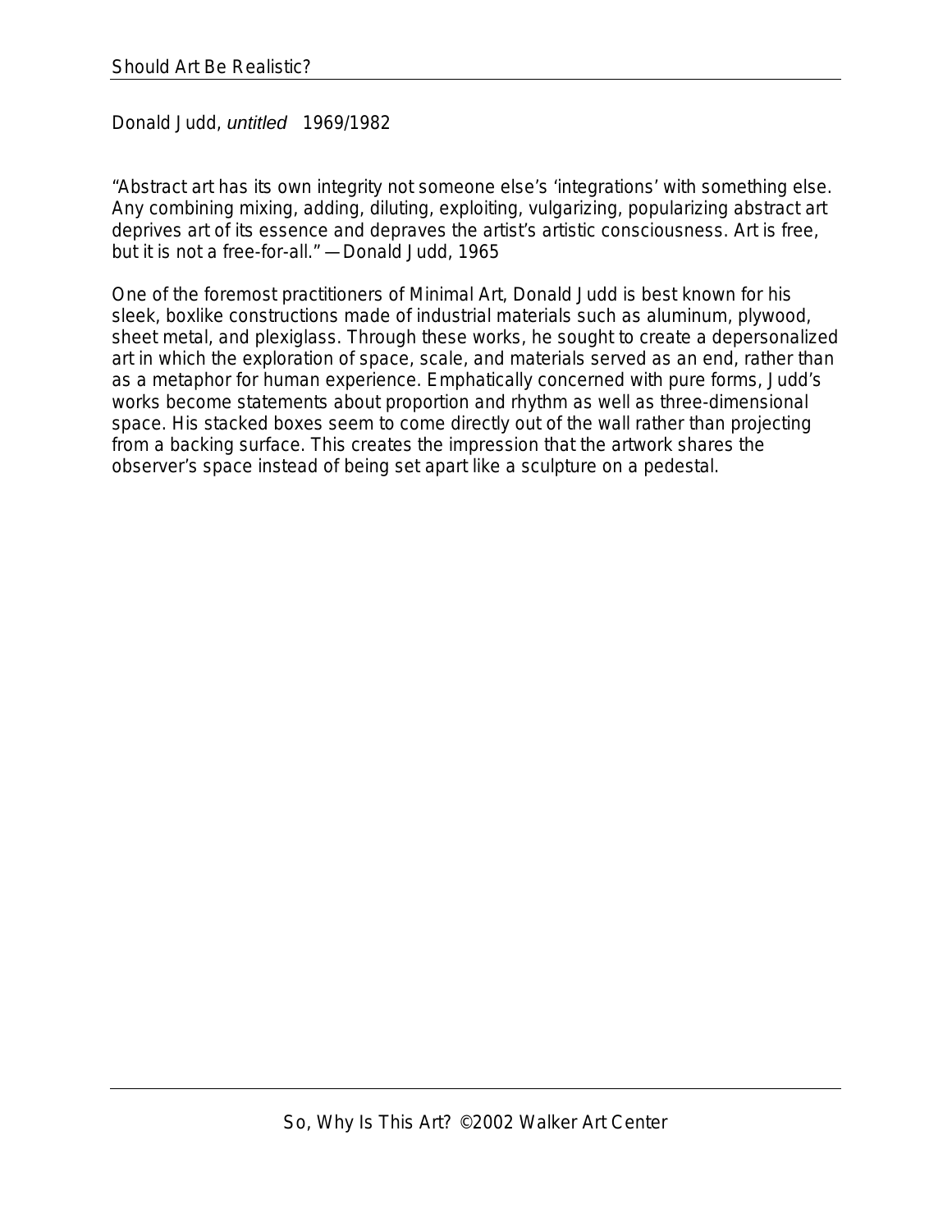Donald Judd, *untitled* 1969/1982

"Abstract art has its own integrity not someone else's 'integrations' with something else. Any combining mixing, adding, diluting, exploiting, vulgarizing, popularizing abstract art deprives art of its essence and depraves the artist's artistic consciousness. Art is free, but it is not a free-for-all." —Donald Judd, 1965

One of the foremost practitioners of Minimal Art, Donald Judd is best known for his sleek, boxlike constructions made of industrial materials such as aluminum, plywood, sheet metal, and plexiglass. Through these works, he sought to create a depersonalized art in which the exploration of space, scale, and materials served as an end, rather than as a metaphor for human experience. Emphatically concerned with pure forms, Judd's works become statements about proportion and rhythm as well as three-dimensional space. His stacked boxes seem to come directly out of the wall rather than projecting from a backing surface. This creates the impression that the artwork shares the observer's space instead of being set apart like a sculpture on a pedestal.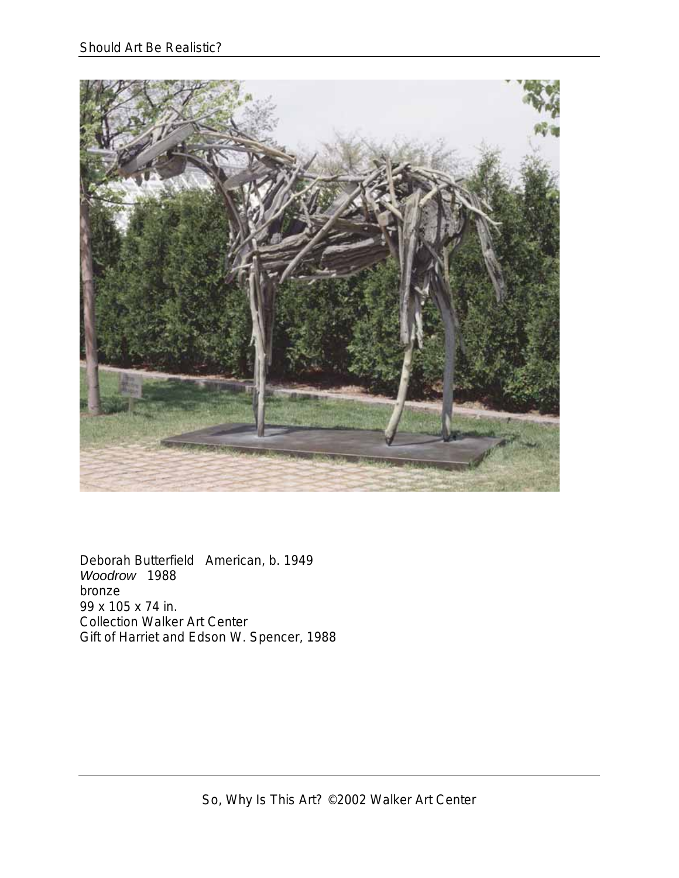Deborah Butterfield American, b. 1949
*Woodrow* 1988
bronze
99 x 105 x 74 in.
Collection Walker Art Center
Gift of Harriet and Edson W. Spencer, 1988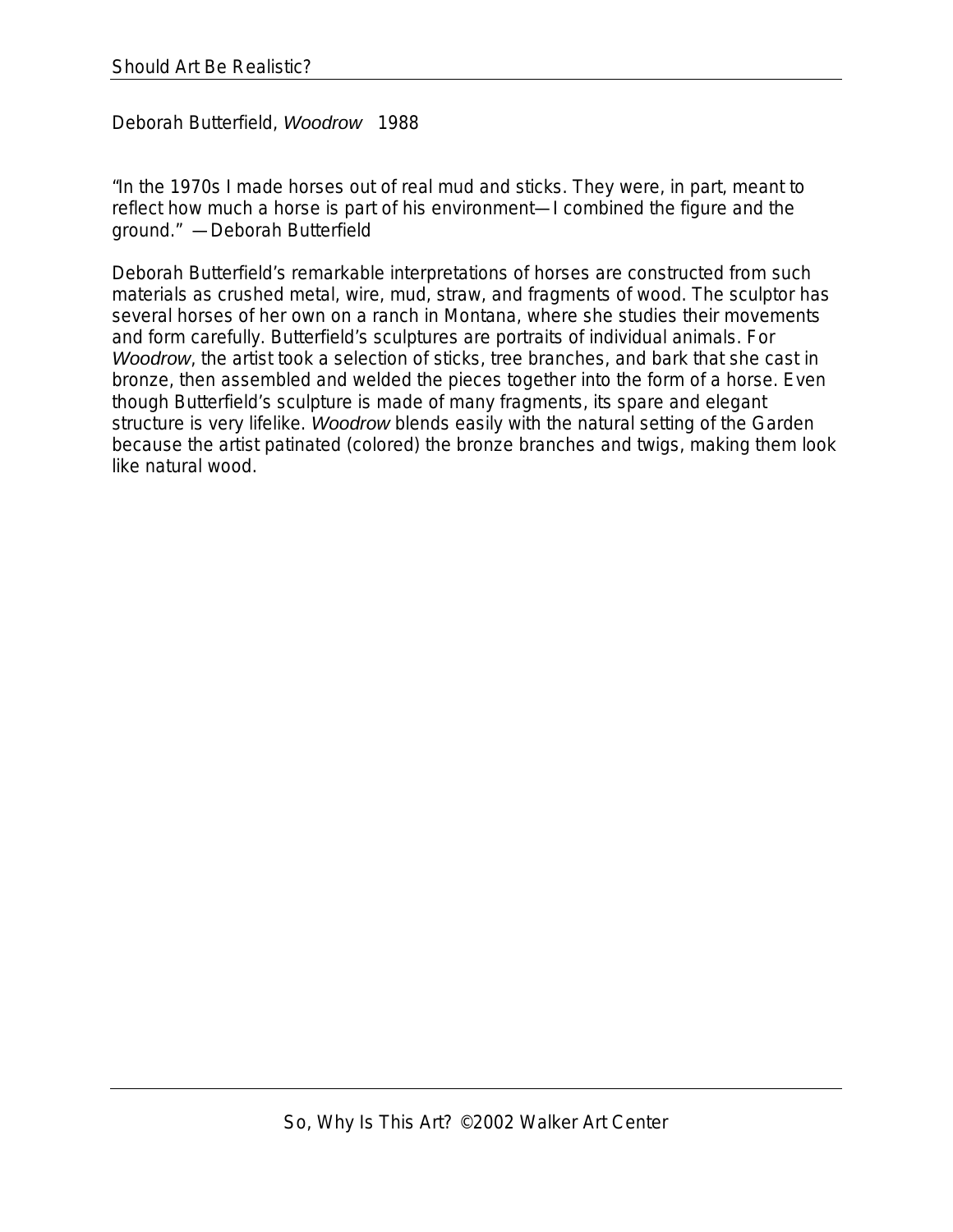Deborah Butterfield, *Woodrow* 1988

"In the 1970s I made horses out of real mud and sticks. They were, in part, meant to reflect how much a horse is part of his environment—I combined the figure and the ground." —Deborah Butterfield

Deborah Butterfield's remarkable interpretations of horses are constructed from such materials as crushed metal, wire, mud, straw, and fragments of wood. The sculptor has several horses of her own on a ranch in Montana, where she studies their movements and form carefully. Butterfield's sculptures are portraits of individual animals. For *Woodrow*, the artist took a selection of sticks, tree branches, and bark that she cast in bronze, then assembled and welded the pieces together into the form of a horse. Even though Butterfield's sculpture is made of many fragments, its spare and elegant structure is very lifelike. *Woodrow* blends easily with the natural setting of the Garden because the artist patinated (colored) the bronze branches and twigs, making them look like natural wood.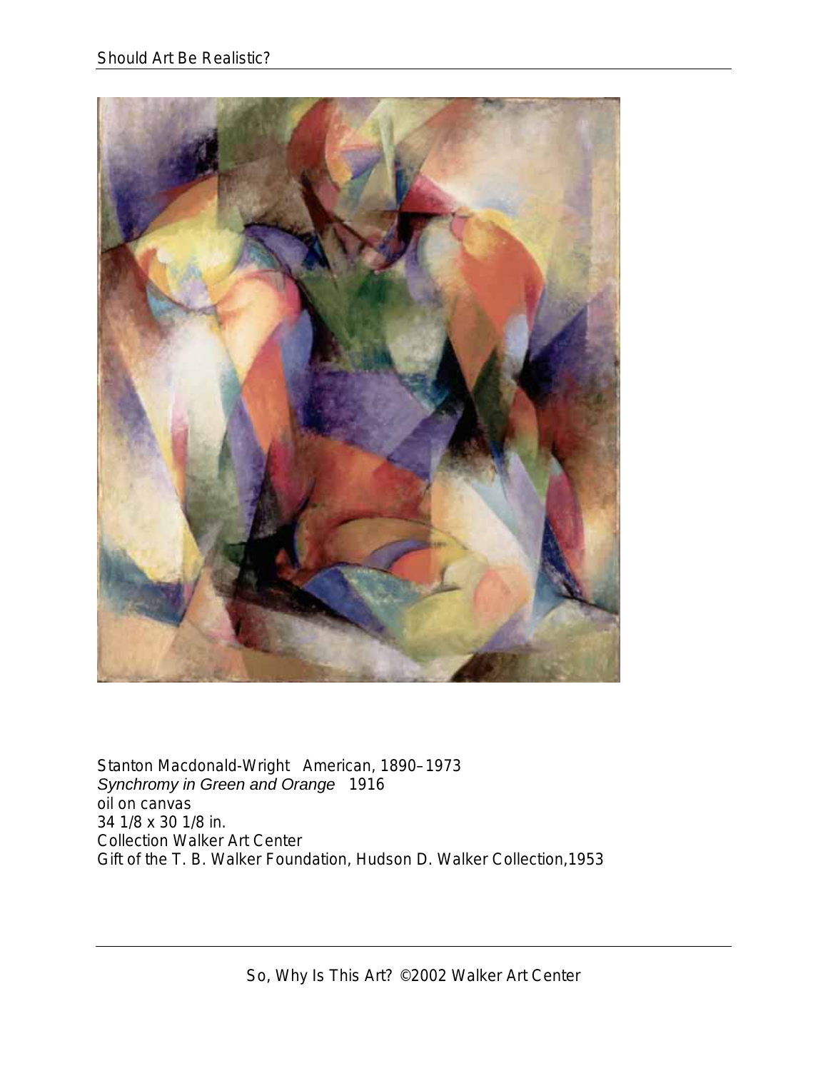Stanton Macdonald-Wright American, 1890–1973
*Synchromy in Green and Orange* 1916
oil on canvas
34 1/8 x 30 1/8 in.
Collection Walker Art Center
Gift of the T. B. Walker Foundation, Hudson D. Walker Collection,1953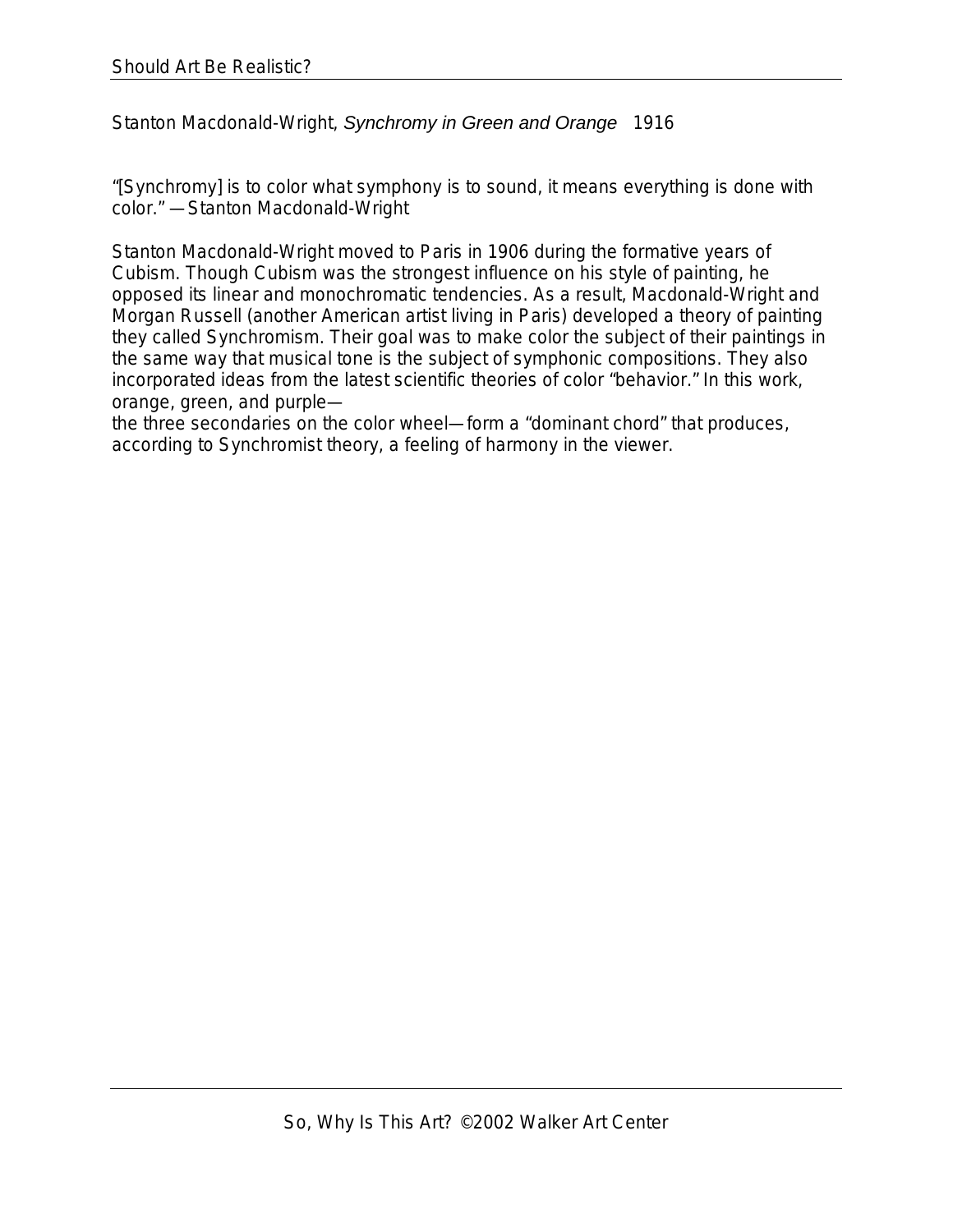Stanton Macdonald-Wright, *Synchromy in Green and Orange* 1916

"[Synchromy] is to color what symphony is to sound, it means everything is done with color." —Stanton Macdonald-Wright

Stanton Macdonald-Wright moved to Paris in 1906 during the formative years of Cubism. Though Cubism was the strongest influence on his style of painting, he opposed its linear and monochromatic tendencies. As a result, Macdonald-Wright and Morgan Russell (another American artist living in Paris) developed a theory of painting they called Synchromism. Their goal was to make color the subject of their paintings in the same way that musical tone is the subject of symphonic compositions. They also incorporated ideas from the latest scientific theories of color "behavior." In this work, orange, green, and purple—the three secondaries on the color wheel—form a "dominant chord" that produces, according to Synchromist theory, a feeling of harmony in the viewer.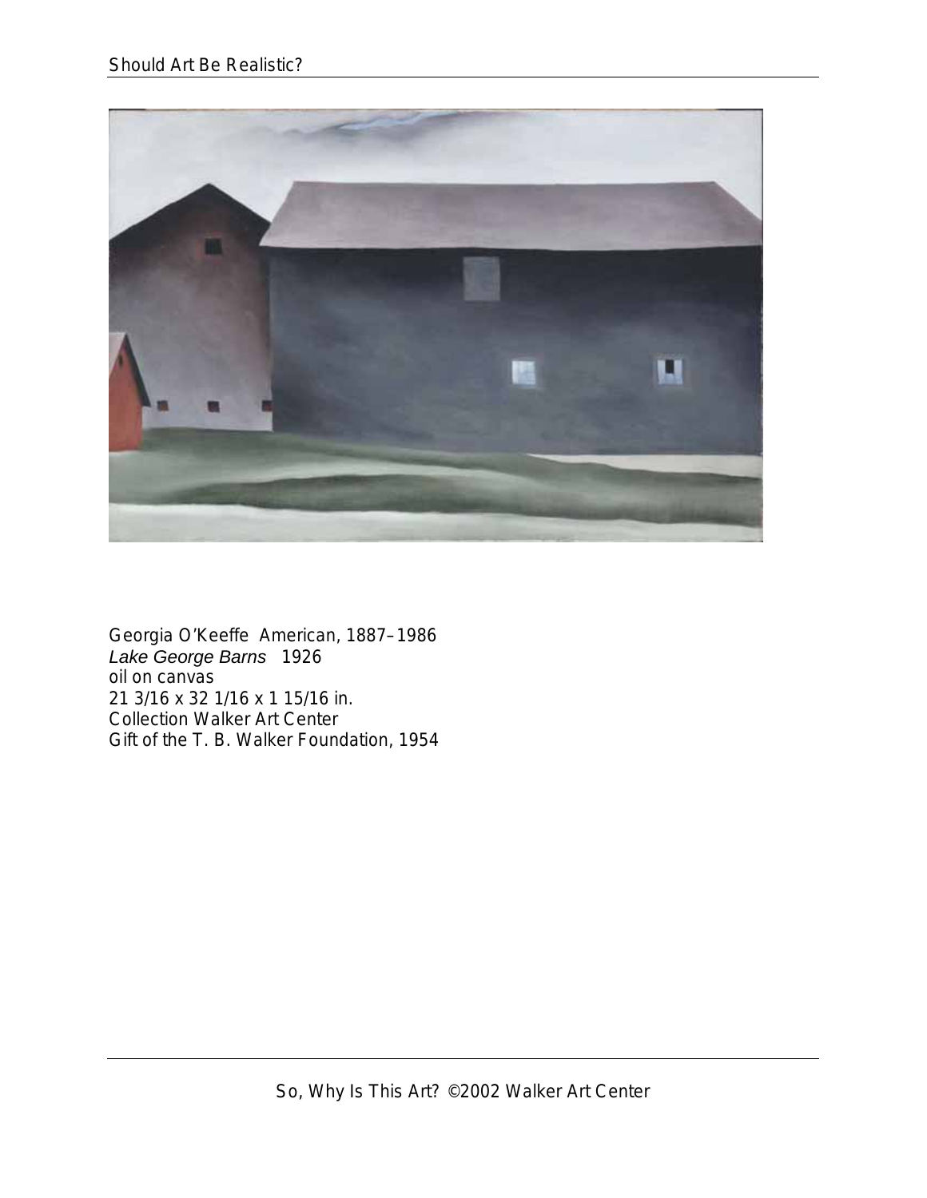Georgia O'Keeffe American, 1887–1986  
*Lake George Barns* 1926  
oil on canvas  
21 3/16 x 32 1/16 x 1 15/16 in.  
Collection Walker Art Center  
Gift of the T. B. Walker Foundation, 1954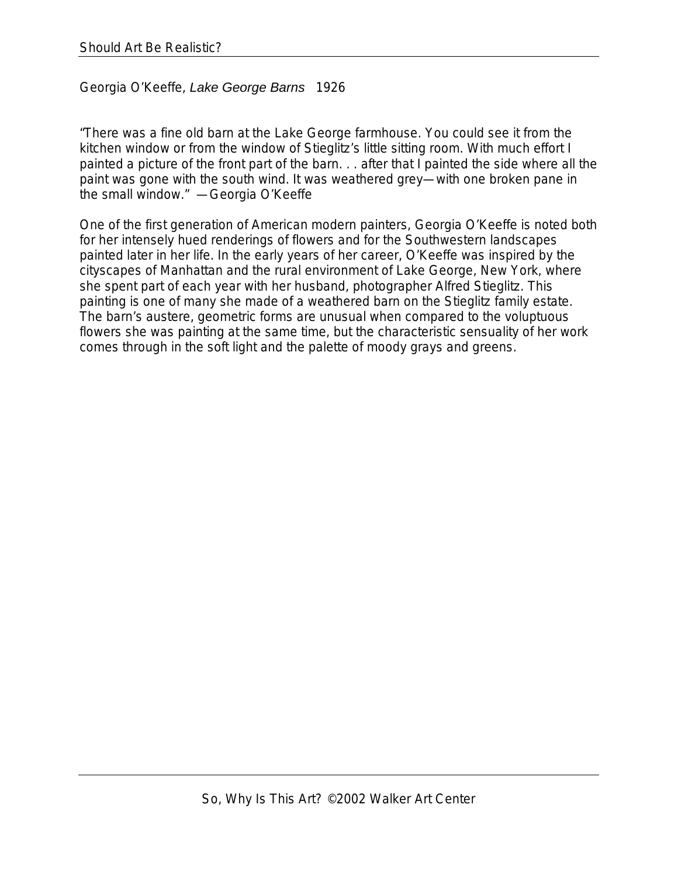Georgia O'Keeffe, *Lake George Barns* 1926

"There was a fine old barn at the Lake George farmhouse. You could see it from the kitchen window or from the window of Stieglitz's little sitting room. With much effort I painted a picture of the front part of the barn. . . after that I painted the side where all the paint was gone with the south wind. It was weathered grey—with one broken pane in the small window." —Georgia O'Keeffe

One of the first generation of American modern painters, Georgia O'Keeffe is noted both for her intensely hued renderings of flowers and for the Southwestern landscapes painted later in her life. In the early years of her career, O'Keeffe was inspired by the cityscapes of Manhattan and the rural environment of Lake George, New York, where she spent part of each year with her husband, photographer Alfred Stieglitz. This painting is one of many she made of a weathered barn on the Stieglitz family estate. The barn's austere, geometric forms are unusual when compared to the voluptuous flowers she was painting at the same time, but the characteristic sensuality of her work comes through in the soft light and the palette of moody grays and greens.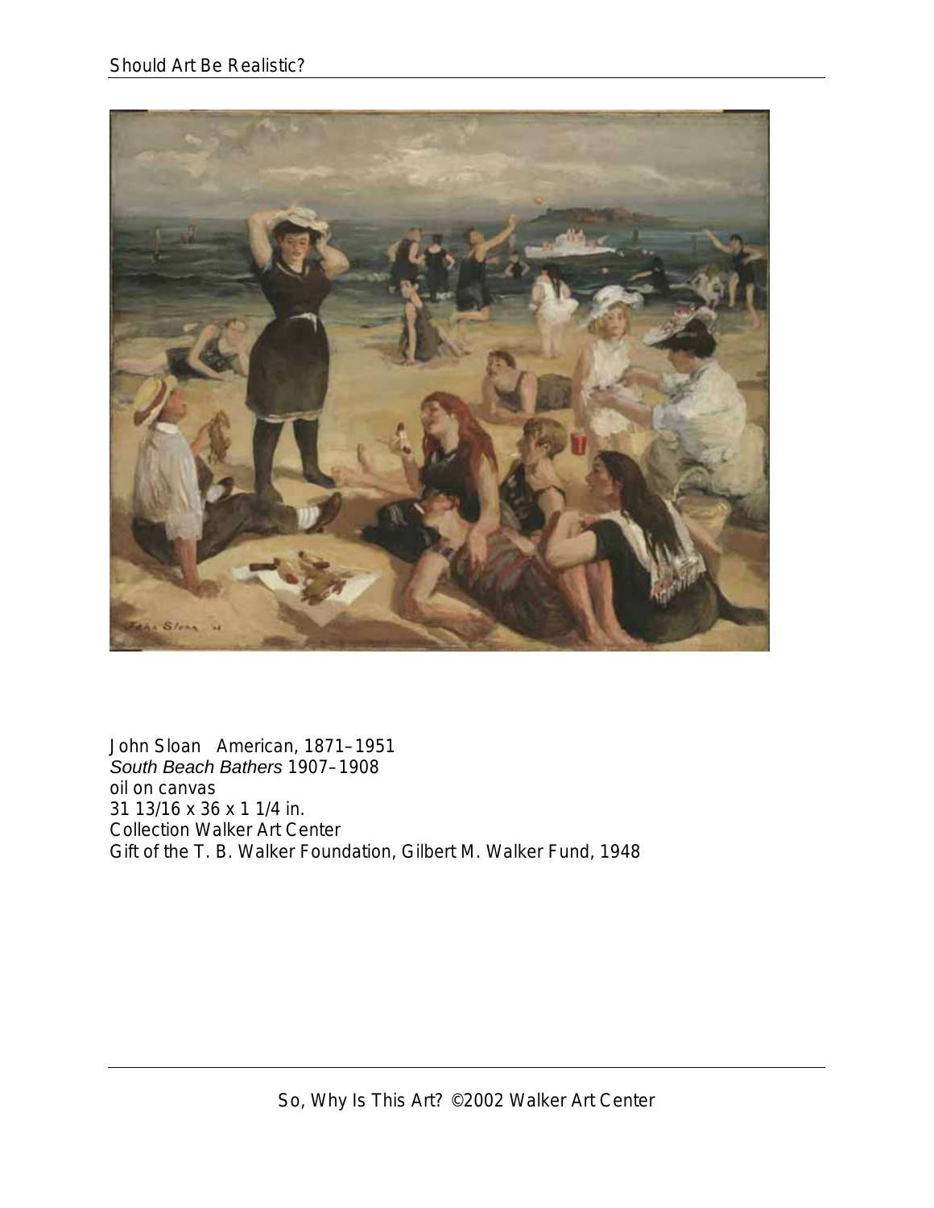John Sloan American, 1871–1951
*South Beach Bathers* 1907–1908
oil on canvas
31 13/16 x 36 x 1 1/4 in.
Collection Walker Art Center
Gift of the T. B. Walker Foundation, Gilbert M. Walker Fund, 1948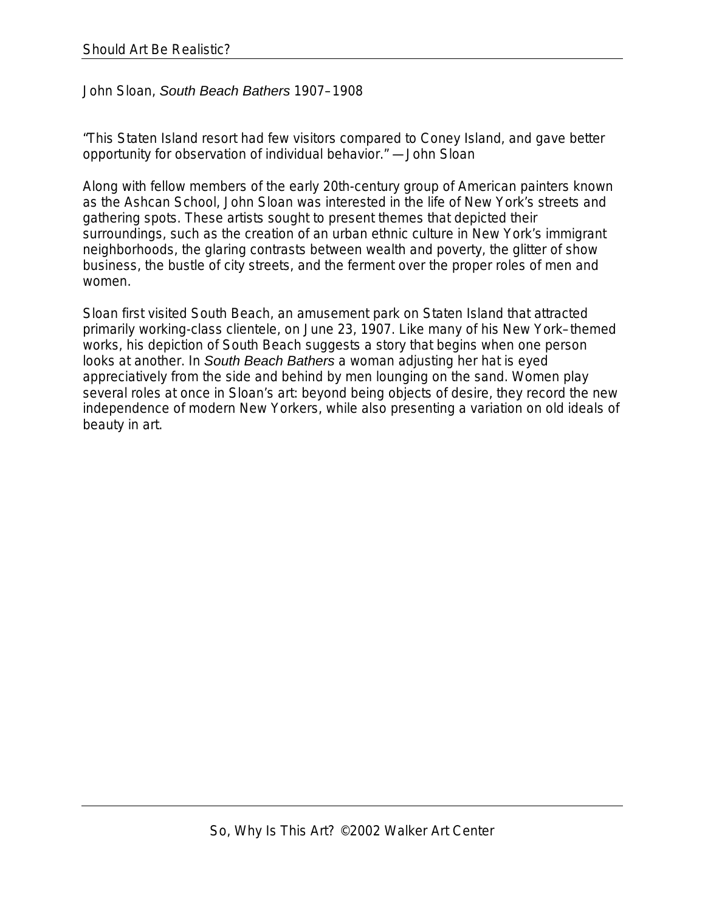John Sloan, *South Beach Bathers* 1907–1908

"This Staten Island resort had few visitors compared to Coney Island, and gave better opportunity for observation of individual behavior." —John Sloan

Along with fellow members of the early 20th-century group of American painters known as the Ashcan School, John Sloan was interested in the life of New York's streets and gathering spots. These artists sought to present themes that depicted their surroundings, such as the creation of an urban ethnic culture in New York's immigrant neighborhoods, the glaring contrasts between wealth and poverty, the glitter of show business, the bustle of city streets, and the ferment over the proper roles of men and women.

Sloan first visited South Beach, an amusement park on Staten Island that attracted primarily working-class clientele, on June 23, 1907. Like many of his New York–themed works, his depiction of South Beach suggests a story that begins when one person looks at another. In *South Beach Bathers* a woman adjusting her hat is eyed appreciatively from the side and behind by men lounging on the sand. Women play several roles at once in Sloan's art: beyond being objects of desire, they record the new independence of modern New Yorkers, while also presenting a variation on old ideals of beauty in art.